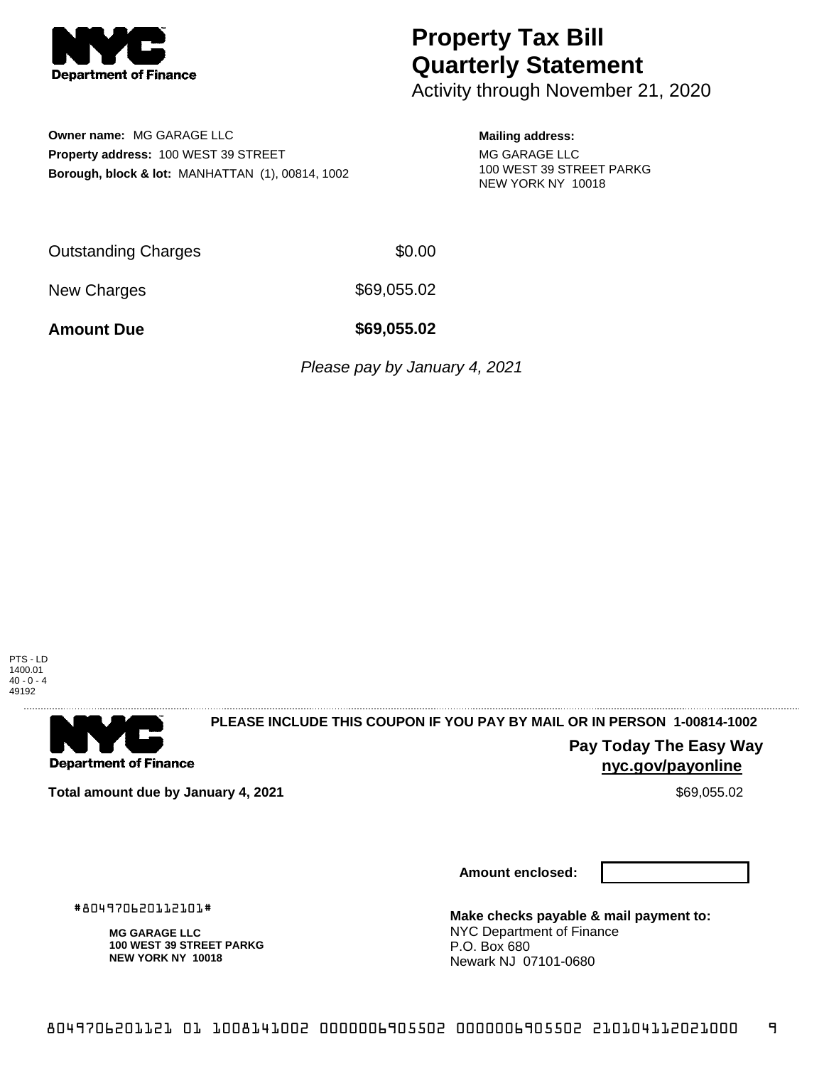# Property Tax Bill Quarterly Statement

Activity through November 21, 2020

**Owner name:** MG GARAGE LLC
**Property address:** 100 WEST 39 STREET
**Borough, block & lot:** MANHATTAN (1), 00814, 1002

**Mailing address:**
MG GARAGE LLC
100 WEST 39 STREET PARKG
NEW YORK NY 10018

| | |
|---|---|
| Outstanding Charges | $0.00 |
| New Charges | $69,055.02 |
| **Amount Due** | **$69,055.02** |

*Please pay by January 4, 2021*

PTS - LD
1400.01
40 - 0 - 4
49192

**PLEASE INCLUDE THIS COUPON IF YOU PAY BY MAIL OR IN PERSON 1-00814-1002**

**Pay Today The Easy Way**
**nyc.gov/payonline**

**Total amount due by January 4, 2021** $69,055.02

**Amount enclosed:**

#804970620112101#

**MG GARAGE LLC**
**100 WEST 39 STREET PARKG**
**NEW YORK NY 10018**

**Make checks payable & mail payment to:**
NYC Department of Finance
P.O. Box 680
Newark NJ 07101-0680

8049706201121 01 1008141002 0000006905502 0000006905502 210104112021000 9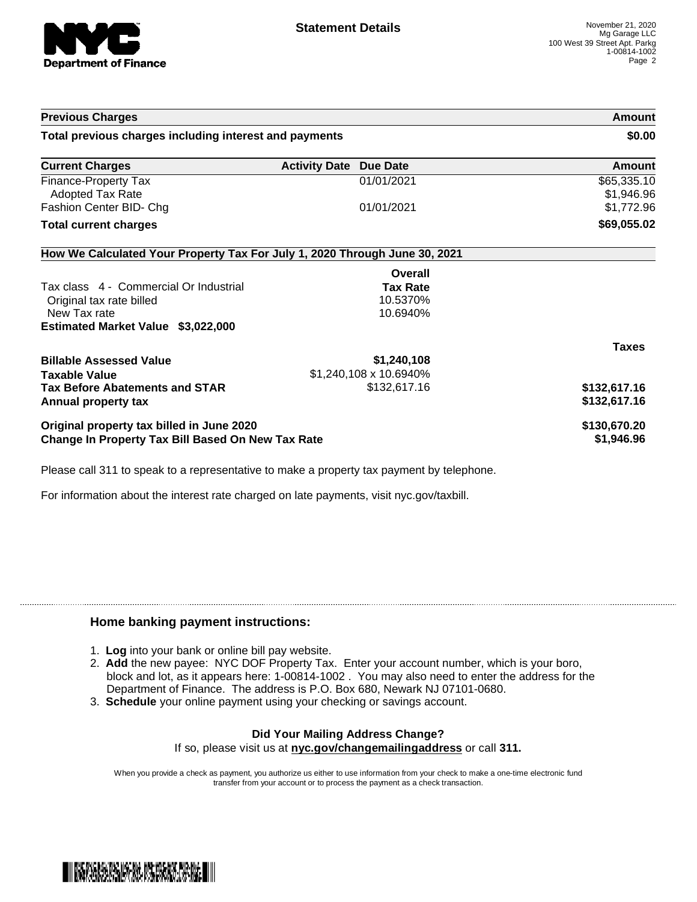# Statement Details

November 21, 2020
Mg Garage LLC
100 West 39 Street Apt. Parkg
1-00814-1002

| Previous Charges | Amount |
|---|---|
| **Total previous charges including interest and payments** | **$0.00** |

| Current Charges | Activity Date | Due Date | Amount |
|---|---|---|---|
| Finance-Property Tax | | 01/01/2021 | $65,335.10 |
| Adopted Tax Rate | | | $1,946.96 |
| Fashion Center BID- Chg | | 01/01/2021 | $1,772.96 |
| **Total current charges** | | | **$69,055.02** |

## How We Calculated Your Property Tax For July 1, 2020 Through June 30, 2021

| | Overall Tax Rate | Taxes |
|---|---|---|
| Tax class 4 - Commercial Or Industrial | | |
| Original tax rate billed | 10.5370% | |
| New Tax rate | 10.6940% | |
| **Estimated Market Value $3,022,000** | | |
| **Billable Assessed Value** | **$1,240,108** | |
| **Taxable Value** | $1,240,108 x 10.6940% | |
| **Tax Before Abatements and STAR** | $132,617.16 | **$132,617.16** |
| **Annual property tax** | | **$132,617.16** |
| **Original property tax billed in June 2020** | | **$130,670.20** |
| **Change In Property Tax Bill Based On New Tax Rate** | | **$1,946.96** |

Please call 311 to speak to a representative to make a property tax payment by telephone.

For information about the interest rate charged on late payments, visit nyc.gov/taxbill.

### Home banking payment instructions:

1. **Log** into your bank or online bill pay website.
2. **Add** the new payee: NYC DOF Property Tax. Enter your account number, which is your boro, block and lot, as it appears here: 1-00814-1002 . You may also need to enter the address for the Department of Finance. The address is P.O. Box 680, Newark NJ 07101-0680.
3. **Schedule** your online payment using your checking or savings account.

**Did Your Mailing Address Change?**
If so, please visit us at **nyc.gov/changemailingaddress** or call **311.**

When you provide a check as payment, you authorize us either to use information from your check to make a one-time electronic fund transfer from your account or to process the payment as a check transaction.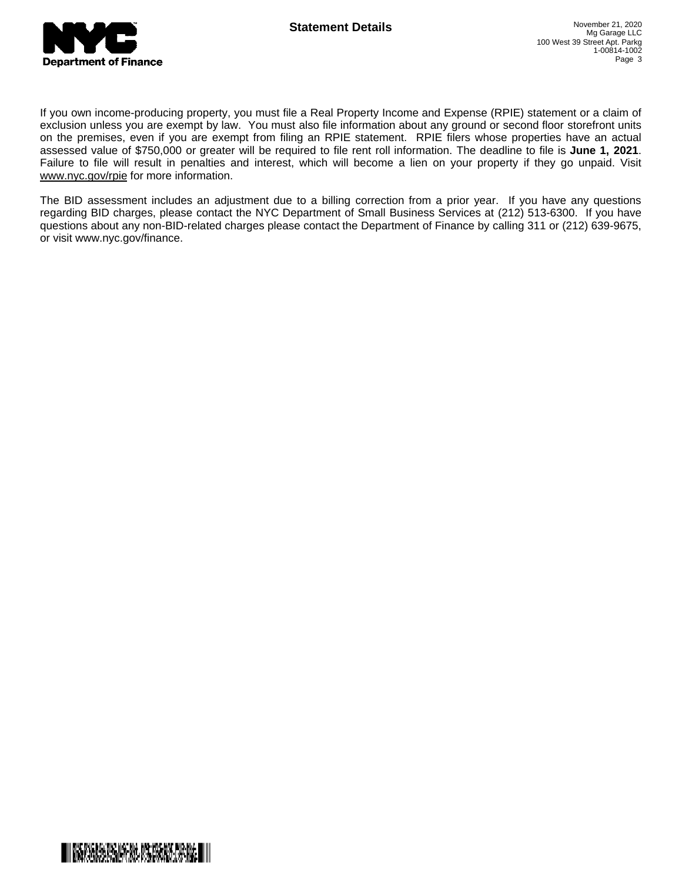If you own income-producing property, you must file a Real Property Income and Expense (RPIE) statement or a claim of exclusion unless you are exempt by law. You must also file information about any ground or second floor storefront units on the premises, even if you are exempt from filing an RPIE statement. RPIE filers whose properties have an actual assessed value of $750,000 or greater will be required to file rent roll information. The deadline to file is **June 1, 2021**. Failure to file will result in penalties and interest, which will become a lien on your property if they go unpaid. Visit www.nyc.gov/rpie for more information.

The BID assessment includes an adjustment due to a billing correction from a prior year. If you have any questions regarding BID charges, please contact the NYC Department of Small Business Services at (212) 513-6300. If you have questions about any non-BID-related charges please contact the Department of Finance by calling 311 or (212) 639-9675, or visit www.nyc.gov/finance.